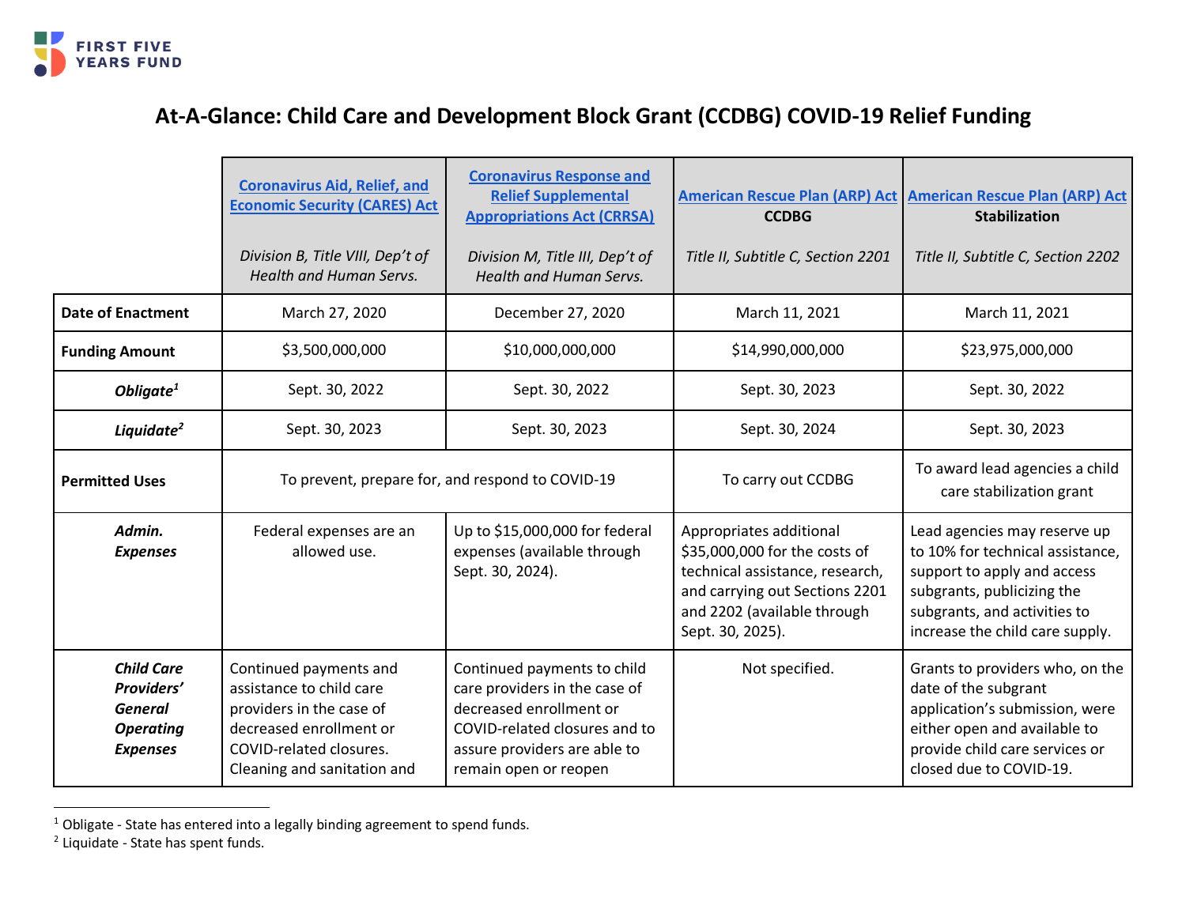FIRST FIVE YEARS FUND

# At-A-Glance: Child Care and Development Block Grant (CCDBG) COVID-19 Relief Funding

| | Coronavirus Aid, Relief, and Economic Security (CARES) Act<br><br>*Division B, Title VIII, Dep't of Health and Human Servs.* | Coronavirus Response and Relief Supplemental Appropriations Act (CRRSA)<br><br>*Division M, Title III, Dep't of Health and Human Servs.* | American Rescue Plan (ARP) Act **CCDBG**<br><br>*Title II, Subtitle C, Section 2201* | American Rescue Plan (ARP) Act **Stabilization**<br><br>*Title II, Subtitle C, Section 2202* |
|---|---|---|---|---|
| **Date of Enactment** | March 27, 2020 | December 27, 2020 | March 11, 2021 | March 11, 2021 |
| **Funding Amount** | $3,500,000,000 | $10,000,000,000 | $14,990,000,000 | $23,975,000,000 |
| ***Obligate*[1]** | Sept. 30, 2022 | Sept. 30, 2022 | Sept. 30, 2023 | Sept. 30, 2022 |
| ***Liquidate*[2]** | Sept. 30, 2023 | Sept. 30, 2023 | Sept. 30, 2024 | Sept. 30, 2023 |
| **Permitted Uses** | To prevent, prepare for, and respond to COVID-19 | | To carry out CCDBG | To award lead agencies a child care stabilization grant |
| ***Admin. Expenses*** | Federal expenses are an allowed use. | Up to $15,000,000 for federal expenses (available through Sept. 30, 2024). | Appropriates additional $35,000,000 for the costs of technical assistance, research, and carrying out Sections 2201 and 2202 (available through Sept. 30, 2025). | Lead agencies may reserve up to 10% for technical assistance, support to apply and access subgrants, publicizing the subgrants, and activities to increase the child care supply. |
| ***Child Care Providers' General Operating Expenses*** | Continued payments and assistance to child care providers in the case of decreased enrollment or COVID-related closures. Cleaning and sanitation and | Continued payments to child care providers in the case of decreased enrollment or COVID-related closures and to assure providers are able to remain open or reopen | Not specified. | Grants to providers who, on the date of the subgrant application's submission, were either open and available to provide child care services or closed due to COVID-19. |

[1] Obligate - State has entered into a legally binding agreement to spend funds.
[2] Liquidate - State has spent funds.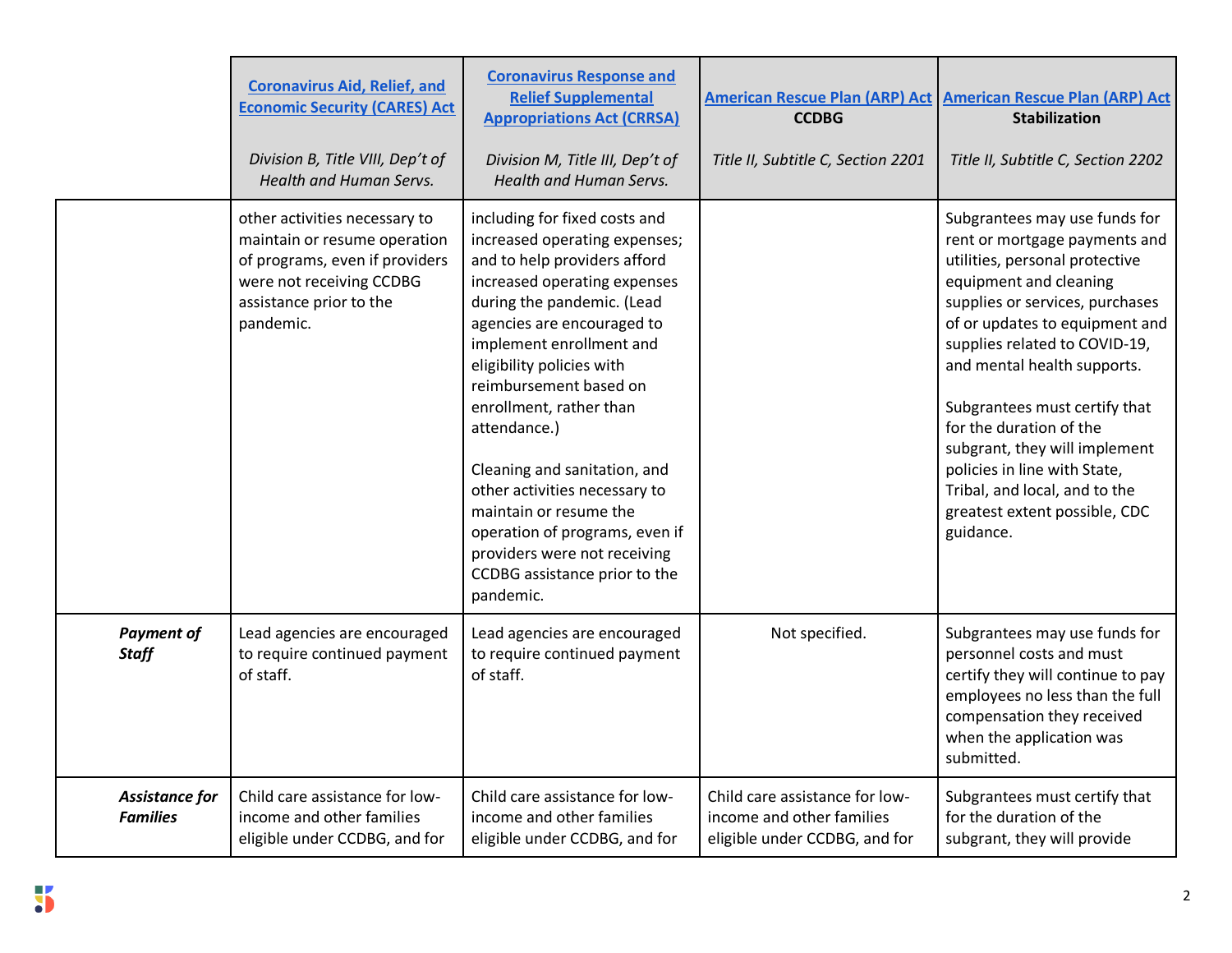| | [Coronavirus Aid, Relief, and Economic Security (CARES) Act](#) *Division B, Title VIII, Dep't of Health and Human Servs.* | [Coronavirus Response and Relief Supplemental Appropriations Act (CRRSA)](#) *Division M, Title III, Dep't of Health and Human Servs.* | [American Rescue Plan (ARP) Act](#) **CCDBG** *Title II, Subtitle C, Section 2201* | [American Rescue Plan (ARP) Act](#) **Stabilization** *Title II, Subtitle C, Section 2202* |
|---|---|---|---|---|
| | other activities necessary to maintain or resume operation of programs, even if providers were not receiving CCDBG assistance prior to the pandemic. | including for fixed costs and increased operating expenses; and to help providers afford increased operating expenses during the pandemic. (Lead agencies are encouraged to implement enrollment and eligibility policies with reimbursement based on enrollment, rather than attendance.)<br><br>Cleaning and sanitation, and other activities necessary to maintain or resume the operation of programs, even if providers were not receiving CCDBG assistance prior to the pandemic. | | Subgrantees may use funds for rent or mortgage payments and utilities, personal protective equipment and cleaning supplies or services, purchases of or updates to equipment and supplies related to COVID-19, and mental health supports.<br><br>Subgrantees must certify that for the duration of the subgrant, they will implement policies in line with State, Tribal, and local, and to the greatest extent possible, CDC guidance. |
| ***Payment of Staff*** | Lead agencies are encouraged to require continued payment of staff. | Lead agencies are encouraged to require continued payment of staff. | Not specified. | Subgrantees may use funds for personnel costs and must certify they will continue to pay employees no less than the full compensation they received when the application was submitted. |
| ***Assistance for Families*** | Child care assistance for low-income and other families eligible under CCDBG, and for | Child care assistance for low-income and other families eligible under CCDBG, and for | Child care assistance for low-income and other families eligible under CCDBG, and for | Subgrantees must certify that for the duration of the subgrant, they will provide |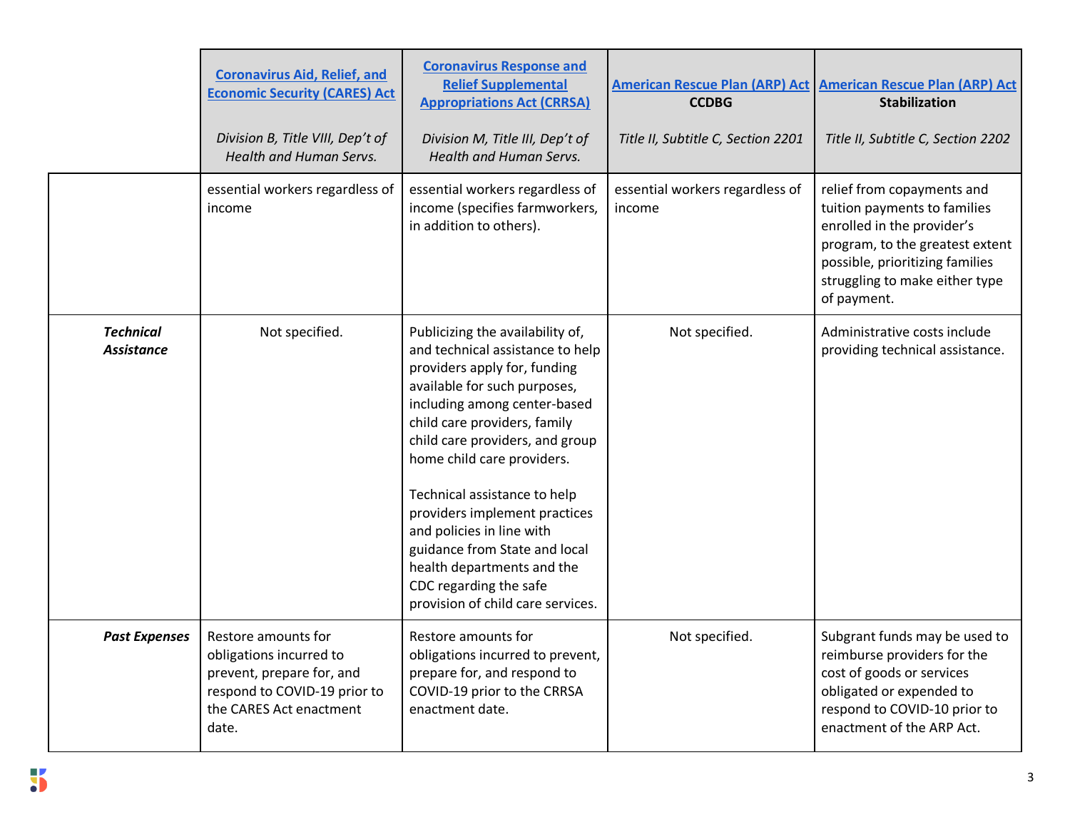| | [Coronavirus Aid, Relief, and Economic Security (CARES) Act](#) *Division B, Title VIII, Dep't of Health and Human Servs.* | [Coronavirus Response and Relief Supplemental Appropriations Act (CRRSA)](#) *Division M, Title III, Dep't of Health and Human Servs.* | [American Rescue Plan (ARP) Act](#) **CCDBG** *Title II, Subtitle C, Section 2201* | [American Rescue Plan (ARP) Act](#) **Stabilization** *Title II, Subtitle C, Section 2202* |
|---|---|---|---|---|
| | essential workers regardless of income | essential workers regardless of income (specifies farmworkers, in addition to others). | essential workers regardless of income | relief from copayments and tuition payments to families enrolled in the provider's program, to the greatest extent possible, prioritizing families struggling to make either type of payment. |
| ***Technical Assistance*** | Not specified. | Publicizing the availability of, and technical assistance to help providers apply for, funding available for such purposes, including among center-based child care providers, family child care providers, and group home child care providers.<br><br>Technical assistance to help providers implement practices and policies in line with guidance from State and local health departments and the CDC regarding the safe provision of child care services. | Not specified. | Administrative costs include providing technical assistance. |
| ***Past Expenses*** | Restore amounts for obligations incurred to prevent, prepare for, and respond to COVID-19 prior to the CARES Act enactment date. | Restore amounts for obligations incurred to prevent, prepare for, and respond to COVID-19 prior to the CRRSA enactment date. | Not specified. | Subgrant funds may be used to reimburse providers for the cost of goods or services obligated or expended to respond to COVID-10 prior to enactment of the ARP Act. |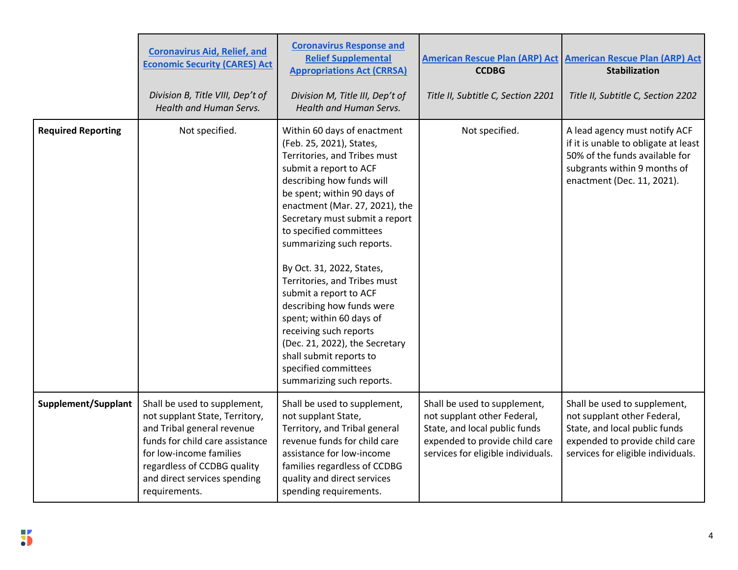| | Coronavirus Aid, Relief, and Economic Security (CARES) Act<br><br>*Division B, Title VIII, Dep't of Health and Human Servs.* | Coronavirus Response and Relief Supplemental Appropriations Act (CRRSA)<br><br>*Division M, Title III, Dep't of Health and Human Servs.* | American Rescue Plan (ARP) Act **CCDBG**<br><br>*Title II, Subtitle C, Section 2201* | American Rescue Plan (ARP) Act **Stabilization**<br><br>*Title II, Subtitle C, Section 2202* |
|---|---|---|---|---|
| **Required Reporting** | Not specified. | Within 60 days of enactment (Feb. 25, 2021), States, Territories, and Tribes must submit a report to ACF describing how funds will be spent; within 90 days of enactment (Mar. 27, 2021), the Secretary must submit a report to specified committees summarizing such reports.<br><br>By Oct. 31, 2022, States, Territories, and Tribes must submit a report to ACF describing how funds were spent; within 60 days of receiving such reports (Dec. 21, 2022), the Secretary shall submit reports to specified committees summarizing such reports. | Not specified. | A lead agency must notify ACF if it is unable to obligate at least 50% of the funds available for subgrants within 9 months of enactment (Dec. 11, 2021). |
| **Supplement/Supplant** | Shall be used to supplement, not supplant State, Territory, and Tribal general revenue funds for child care assistance for low-income families regardless of CCDBG quality and direct services spending requirements. | Shall be used to supplement, not supplant State, Territory, and Tribal general revenue funds for child care assistance for low-income families regardless of CCDBG quality and direct services spending requirements. | Shall be used to supplement, not supplant other Federal, State, and local public funds expended to provide child care services for eligible individuals. | Shall be used to supplement, not supplant other Federal, State, and local public funds expended to provide child care services for eligible individuals. |